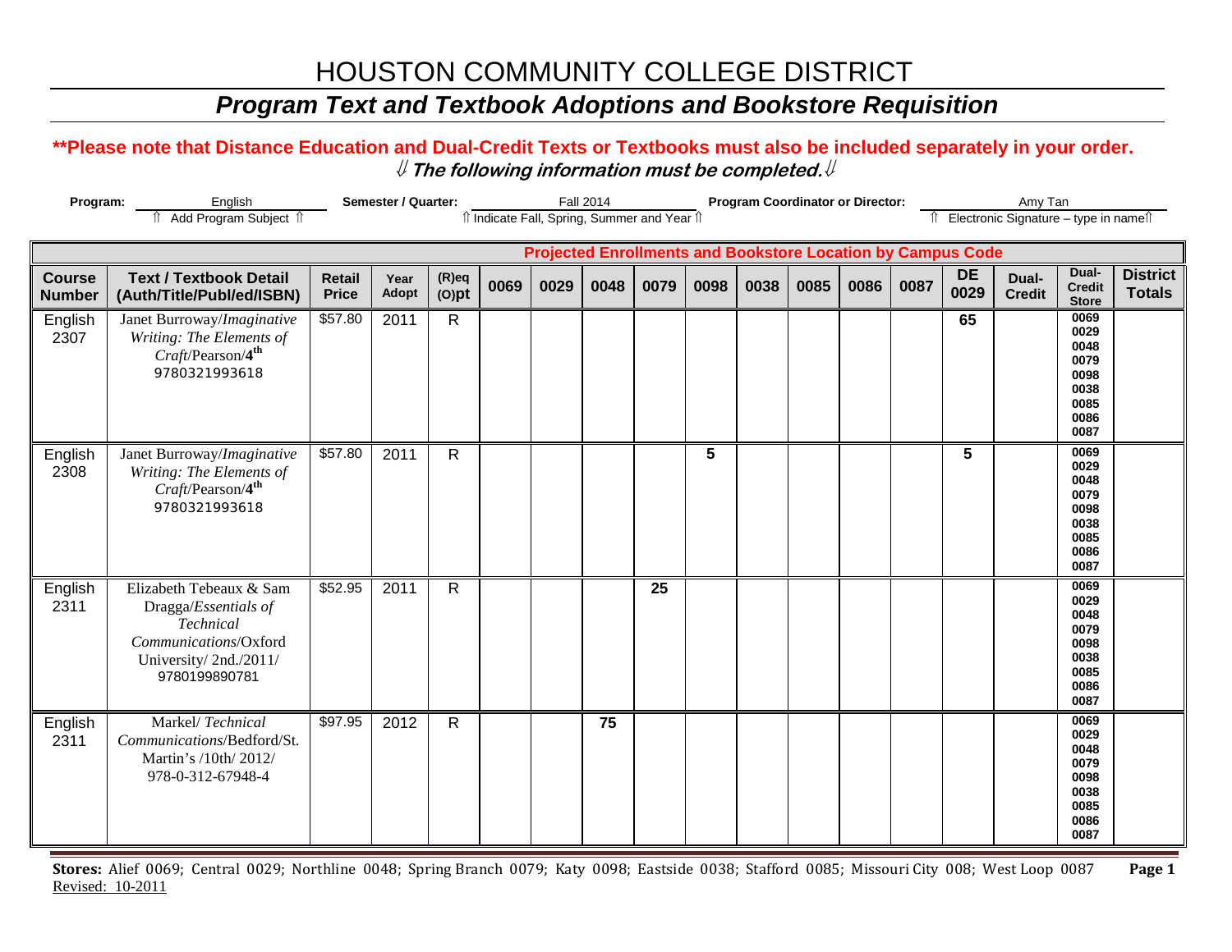# HOUSTON COMMUNITY COLLEGE DISTRICT

## *Program Text and Textbook Adoptions and Bookstore Requisition*

**\*\*Please note that Distance Education and Dual-Credit Texts or Textbooks must also be included separately in your order.**

⇓ ***The following information must be completed.*** ⇓

**Program:** English — ⇑ Add Program Subject ⇑
**Semester / Quarter:** Fall 2014 — ⇑ Indicate Fall, Spring, Summer and Year ⇑
**Program Coordinator or Director:** Amy Tan — ⇑ Electronic Signature – type in name ⇑

| | | | | | Projected Enrollments and Bookstore Location by Campus Code | | | | | | | | | | | | |
|---|---|---|---|---|---|---|---|---|---|---|---|---|---|---|---|---|---|
| **Course Number** | **Text / Textbook Detail (Auth/Title/Publ/ed/ISBN)** | **Retail Price** | **Year Adopt** | **(R)eq (O)pt** | **0069** | **0029** | **0048** | **0079** | **0098** | **0038** | **0085** | **0086** | **0087** | **DE 0029** | **Dual-Credit** | **Dual-Credit Store** | **District Totals** |
| English 2307 | Janet Burroway/*Imaginative Writing: The Elements of Craft*/Pearson/4[th] 9780321993618 | $57.80 | 2011 | R | | | | | | | | | | 65 | | 0069 0029 0048 0079 0098 0038 0085 0086 0087 | |
| English 2308 | Janet Burroway/*Imaginative Writing: The Elements of Craft*/Pearson/4[th] 9780321993618 | $57.80 | 2011 | R | | | | | 5 | | | | | 5 | | 0069 0029 0048 0079 0098 0038 0085 0086 0087 | |
| English 2311 | Elizabeth Tebeaux & Sam Dragga/*Essentials of Technical Communications*/Oxford University/ 2nd./2011/ 9780199890781 | $52.95 | 2011 | R | | | | 25 | | | | | | | | 0069 0029 0048 0079 0098 0038 0085 0086 0087 | |
| English 2311 | Markel/ *Technical Communications*/Bedford/St. Martin's /10th/ 2012/ 978-0-312-67948-4 | $97.95 | 2012 | R | | | 75 | | | | | | | | | 0069 0029 0048 0079 0098 0038 0085 0086 0087 | |

**Stores:** Alief 0069; Central 0029; Northline 0048; Spring Branch 0079; Katy 0098; Eastside 0038; Stafford 0085; Missouri City 008; West Loop 0087

Revised: 10-2011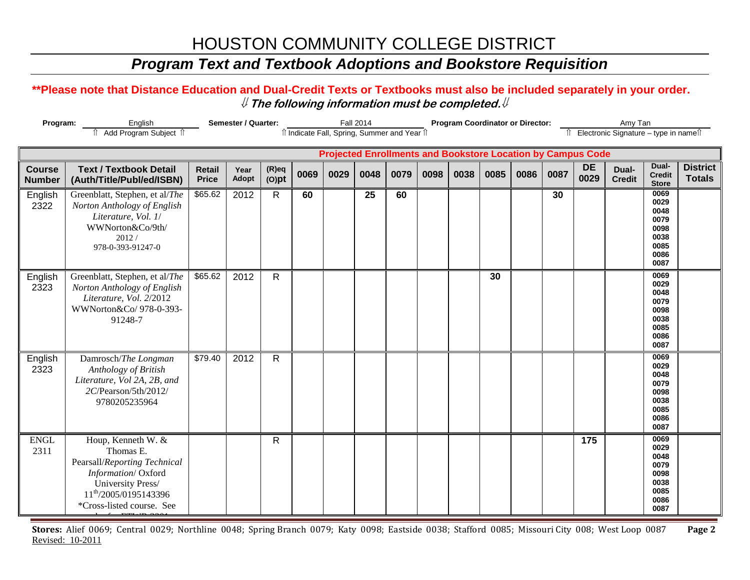# HOUSTON COMMUNITY COLLEGE DISTRICT

## *Program Text and Textbook Adoptions and Bookstore Requisition*

**\*\*Please note that Distance Education and Dual-Credit Texts or Textbooks must also be included separately in your order.**

**⇓ *The following information must be completed.* ⇓**

**Program:** English ⇑ Add Program Subject ⇑ **Semester / Quarter:** Fall 2014 ⇑ Indicate Fall, Spring, Summer and Year ⇑ **Program Coordinator or Director:** Amy Tan ⇑ Electronic Signature – type in name⇑

| | | | | | Projected Enrollments and Bookstore Location by Campus Code | | | | | | | | | | | | |
|---|---|---|---|---|---|---|---|---|---|---|---|---|---|---|---|---|---|
| **Course Number** | **Text / Textbook Detail (Auth/Title/Publ/ed/ISBN)** | **Retail Price** | **Year Adopt** | **(R)eq (O)pt** | **0069** | **0029** | **0048** | **0079** | **0098** | **0038** | **0085** | **0086** | **0087** | **DE 0029** | **Dual-Credit** | **Dual-Credit Store** | **District Totals** |
| English 2322 | Greenblatt, Stephen, et al/*The Norton Anthology of English Literature, Vol. 1*/ WWNorton&Co/9th/ 2012 / 978-0-393-91247-0 | $65.62 | 2012 | R | **60** | | **25** | **60** | | | | | **30** | | | 0069 0029 0048 0079 0098 0038 0085 0086 0087 | |
| English 2323 | Greenblatt, Stephen, et al/*The Norton Anthology of English Literature, Vol. 2*/2012 WWNorton&Co/ 978-0-393-91248-7 | $65.62 | 2012 | R | | | | | | | **30** | | | | | 0069 0029 0048 0079 0098 0038 0085 0086 0087 | |
| English 2323 | Damrosch/*The Longman Anthology of British Literature, Vol 2A, 2B, and 2C*/Pearson/5th/2012/ 9780205235964 | $79.40 | 2012 | R | | | | | | | | | | | | 0069 0029 0048 0079 0098 0038 0085 0086 0087 | |
| ENGL 2311 | Houp, Kenneth W. & Thomas E. Pearsall/*Reporting Technical Information*/ Oxford University Press/ 11th/2005/0195143396 \*Cross-listed course. See | | | R | | | | | | | | | | **175** | | 0069 0029 0048 0079 0098 0038 0085 0086 0087 | |

**Stores:** Alief 0069; Central 0029; Northline 0048; Spring Branch 0079; Katy 0098; Eastside 0038; Stafford 0085; Missouri City 008; West Loop 0087

Revised: 10-2011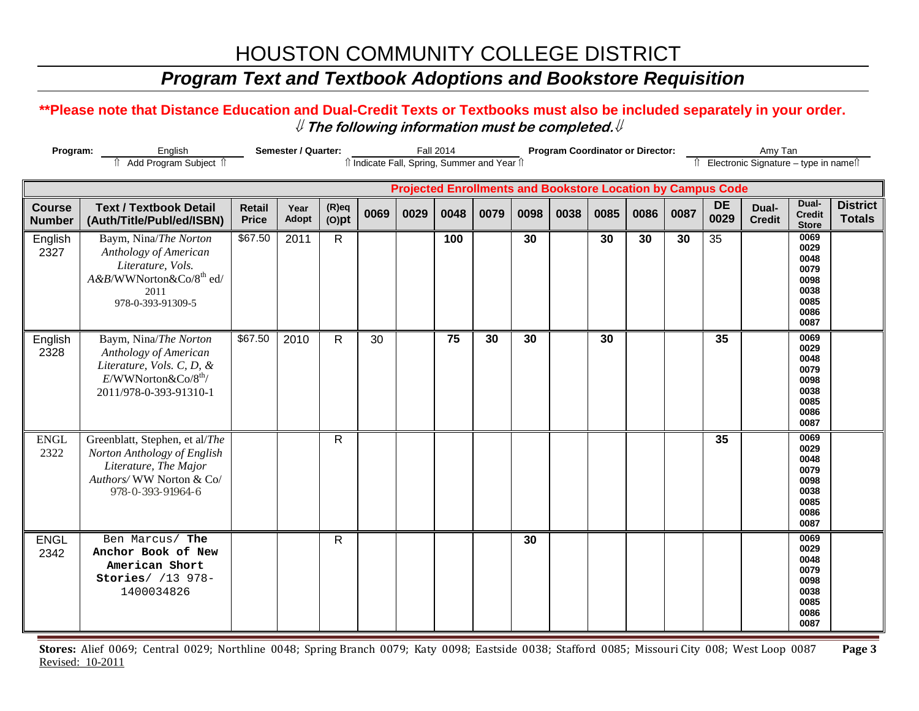# HOUSTON COMMUNITY COLLEGE DISTRICT

## *Program Text and Textbook Adoptions and Bookstore Requisition*

**\*\*Please note that Distance Education and Dual-Credit Texts or Textbooks must also be included separately in your order.**

⇓ ***The following information must be completed.*** ⇓

**Program:** English ⇑ Add Program Subject ⇑ **Semester / Quarter:** Fall 2014 ⇑ Indicate Fall, Spring, Summer and Year ⇑ **Program Coordinator or Director:** Amy Tan ⇑ Electronic Signature – type in name⇑

| | | | | | Projected Enrollments and Bookstore Location by Campus Code | | | | | | | | | | | | | |
|---|---|---|---|---|---|---|---|---|---|---|---|---|---|---|---|---|---|
| **Course Number** | **Text / Textbook Detail (Auth/Title/Publ/ed/ISBN)** | **Retail Price** | **Year Adopt** | **(R)eq (O)pt** | **0069** | **0029** | **0048** | **0079** | **0098** | **0038** | **0085** | **0086** | **0087** | **DE 0029** | **Dual-Credit** | **Dual-Credit Store** | **District Totals** |
| English 2327 | Baym, Nina/*The Norton Anthology of American Literature, Vols. A&B*/WWNorton&Co/8th ed/ 2011 978-0-393-91309-5 | $67.50 | 2011 | R | | | 100 | | 30 | | 30 | 30 | 30 | 35 | | 0069 0029 0048 0079 0098 0038 0085 0086 0087 | |
| English 2328 | Baym, Nina/*The Norton Anthology of American Literature, Vols. C, D, & E*/WWNorton&Co/8th/ 2011/978-0-393-91310-1 | $67.50 | 2010 | R | 30 | | 75 | 30 | 30 | | 30 | | | 35 | | 0069 0029 0048 0079 0098 0038 0085 0086 0087 | |
| ENGL 2322 | Greenblatt, Stephen, et al/*The Norton Anthology of English Literature, The Major Authors*/ WW Norton & Co/ 978-0-393-91964-6 | | | R | | | | | | | | | | 35 | | 0069 0029 0048 0079 0098 0038 0085 0086 0087 | |
| ENGL 2342 | Ben Marcus/ **The Anchor Book of New American Short Stories**/ /13 978-1400034826 | | | R | | | | | 30 | | | | | | | 0069 0029 0048 0079 0098 0038 0085 0086 0087 | |

**Stores:** Alief 0069; Central 0029; Northline 0048; Spring Branch 0079; Katy 0098; Eastside 0038; Stafford 0085; Missouri City 008; West Loop 0087

Revised: 10-2011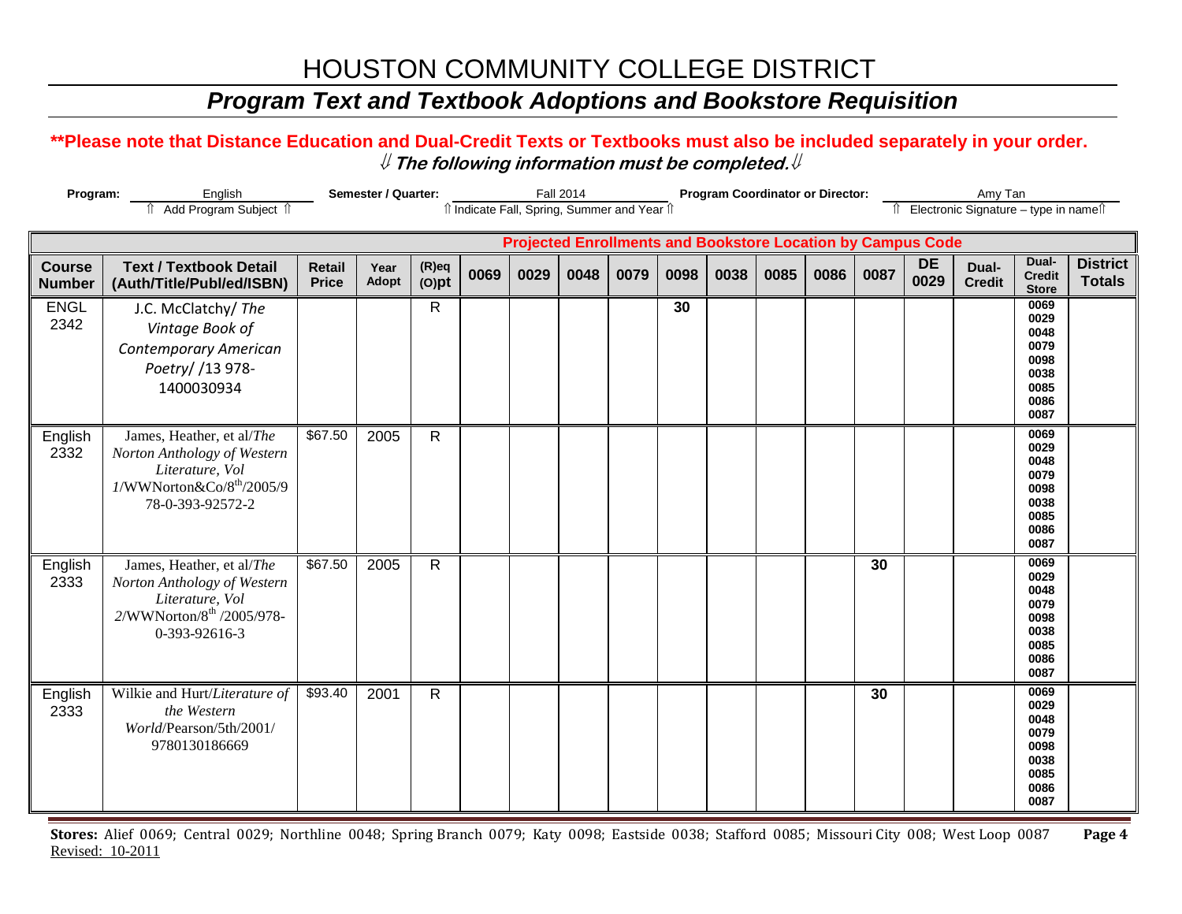# HOUSTON COMMUNITY COLLEGE DISTRICT

## *Program Text and Textbook Adoptions and Bookstore Requisition*

**\*\*Please note that Distance Education and Dual-Credit Texts or Textbooks must also be included separately in your order.**

⇓ ***The following information must be completed.*** ⇓

**Program:** English (⇑ Add Program Subject ⇑) **Semester / Quarter:** Fall 2014 (⇑ Indicate Fall, Spring, Summer and Year ⇑) **Program Coordinator or Director:** Amy Tan (⇑ Electronic Signature – type in name ⇑)

| | | | | | Projected Enrollments and Bookstore Location by Campus Code | | | | | | | | | | | | |
|---|---|---|---|---|---|---|---|---|---|---|---|---|---|---|---|---|---|
| **Course Number** | **Text / Textbook Detail (Auth/Title/Publ/ed/ISBN)** | **Retail Price** | **Year Adopt** | **(R)eq (O)pt** | **0069** | **0029** | **0048** | **0079** | **0098** | **0038** | **0085** | **0086** | **0087** | **DE 0029** | **Dual-Credit** | **Dual-Credit Store** | **District Totals** |
| ENGL 2342 | J.C. McClatchy/ *The Vintage Book of Contemporary American Poetry*/ /13 978-1400030934 | | | R | | | | | 30 | | | | | | | 0069 0029 0048 0079 0098 0038 0085 0086 0087 | |
| English 2332 | James, Heather, et al/*The Norton Anthology of Western Literature, Vol 1*/WWNorton&Co/8th/2005/978-0-393-92572-2 | $67.50 | 2005 | R | | | | | | | | | | | | 0069 0029 0048 0079 0098 0038 0085 0086 0087 | |
| English 2333 | James, Heather, et al/*The Norton Anthology of Western Literature, Vol 2*/WWNorton/8th /2005/978-0-393-92616-3 | $67.50 | 2005 | R | | | | | | | | | 30 | | | 0069 0029 0048 0079 0098 0038 0085 0086 0087 | |
| English 2333 | Wilkie and Hurt/*Literature of the Western World*/Pearson/5th/2001/ 9780130186669 | $93.40 | 2001 | R | | | | | | | | | 30 | | | 0069 0029 0048 0079 0098 0038 0085 0086 0087 | |

**Stores:** Alief 0069; Central 0029; Northline 0048; Spring Branch 0079; Katy 0098; Eastside 0038; Stafford 0085; Missouri City 008; West Loop 0087

Revised: 10-2011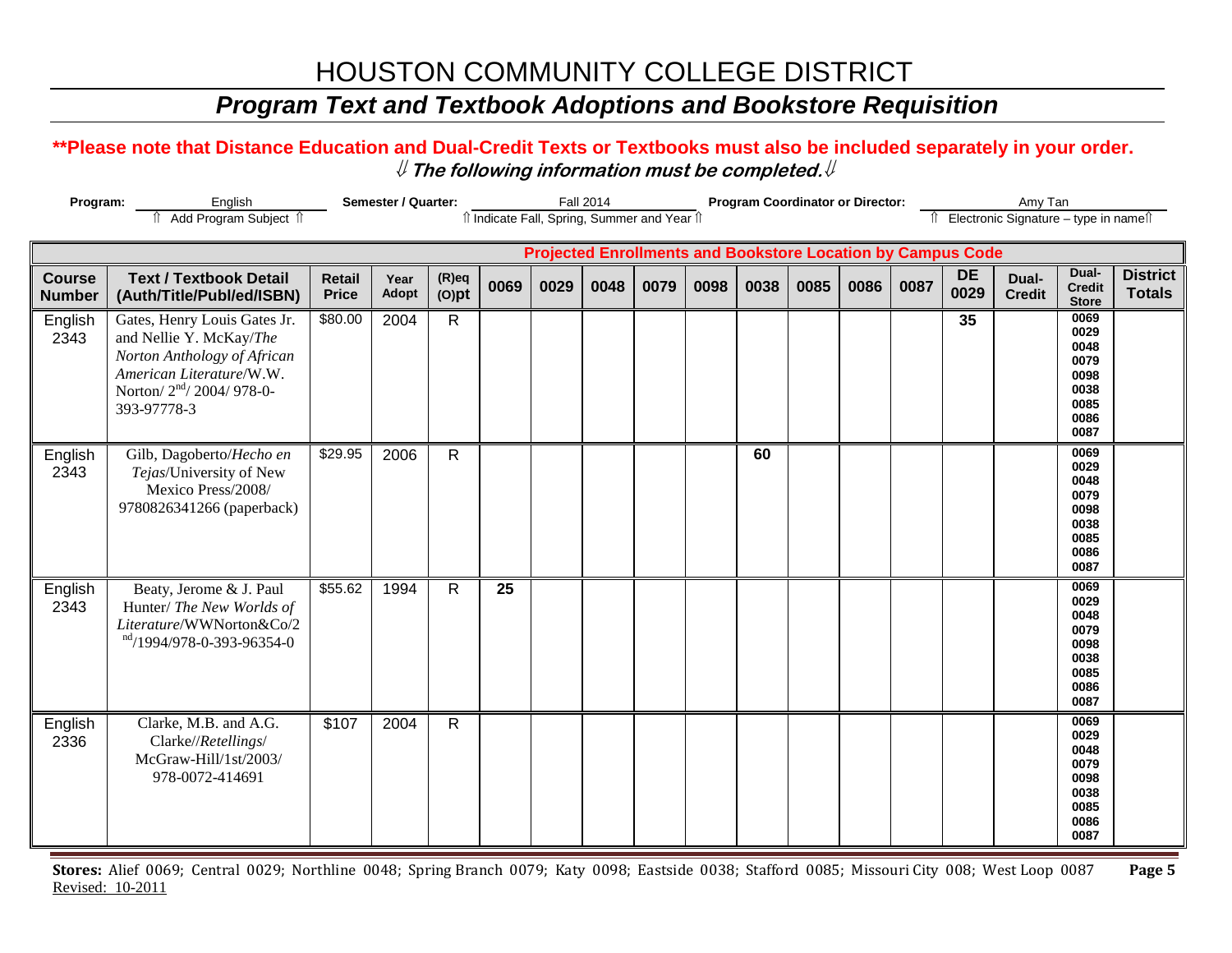# HOUSTON COMMUNITY COLLEGE DISTRICT

## *Program Text and Textbook Adoptions and Bookstore Requisition*

**\*\*Please note that Distance Education and Dual-Credit Texts or Textbooks must also be included separately in your order.**

⇓ ***The following information must be completed.*** ⇓

**Program:** English (⇑ Add Program Subject ⇑) **Semester / Quarter:** Fall 2014 (⇑ Indicate Fall, Spring, Summer and Year ⇑) **Program Coordinator or Director:** Amy Tan (⇑ Electronic Signature – type in name ⇑)

| | | | | | Projected Enrollments and Bookstore Location by Campus Code | | | | | | | | | | | | |
|---|---|---|---|---|---|---|---|---|---|---|---|---|---|---|---|---|---|
| **Course Number** | **Text / Textbook Detail (Auth/Title/Publ/ed/ISBN)** | **Retail Price** | **Year Adopt** | **(R)eq (O)pt** | **0069** | **0029** | **0048** | **0079** | **0098** | **0038** | **0085** | **0086** | **0087** | **DE 0029** | **Dual-Credit** | **Dual-Credit Store** | **District Totals** |
| English 2343 | Gates, Henry Louis Gates Jr. and Nellie Y. McKay/*The Norton Anthology of African American Literature*/W.W. Norton/ 2nd/ 2004/ 978-0-393-97778-3 | $80.00 | 2004 | R | | | | | | | | | | 35 | | 0069 0029 0048 0079 0098 0038 0085 0086 0087 | |
| English 2343 | Gilb, Dagoberto/*Hecho en Tejas*/University of New Mexico Press/2008/ 9780826341266 (paperback) | $29.95 | 2006 | R | | | | | | 60 | | | | | | 0069 0029 0048 0079 0098 0038 0085 0086 0087 | |
| English 2343 | Beaty, Jerome & J. Paul Hunter/ *The New Worlds of Literature*/WWNorton&Co/2nd/1994/978-0-393-96354-0 | $55.62 | 1994 | R | 25 | | | | | | | | | | | 0069 0029 0048 0079 0098 0038 0085 0086 0087 | |
| English 2336 | Clarke, M.B. and A.G. Clarke//*Retellings*/ McGraw-Hill/1st/2003/ 978-0072-414691 | $107 | 2004 | R | | | | | | | | | | | | 0069 0029 0048 0079 0098 0038 0085 0086 0087 | |

**Stores:** Alief 0069; Central 0029; Northline 0048; Spring Branch 0079; Katy 0098; Eastside 0038; Stafford 0085; Missouri City 008; West Loop 0087

Revised: 10-2011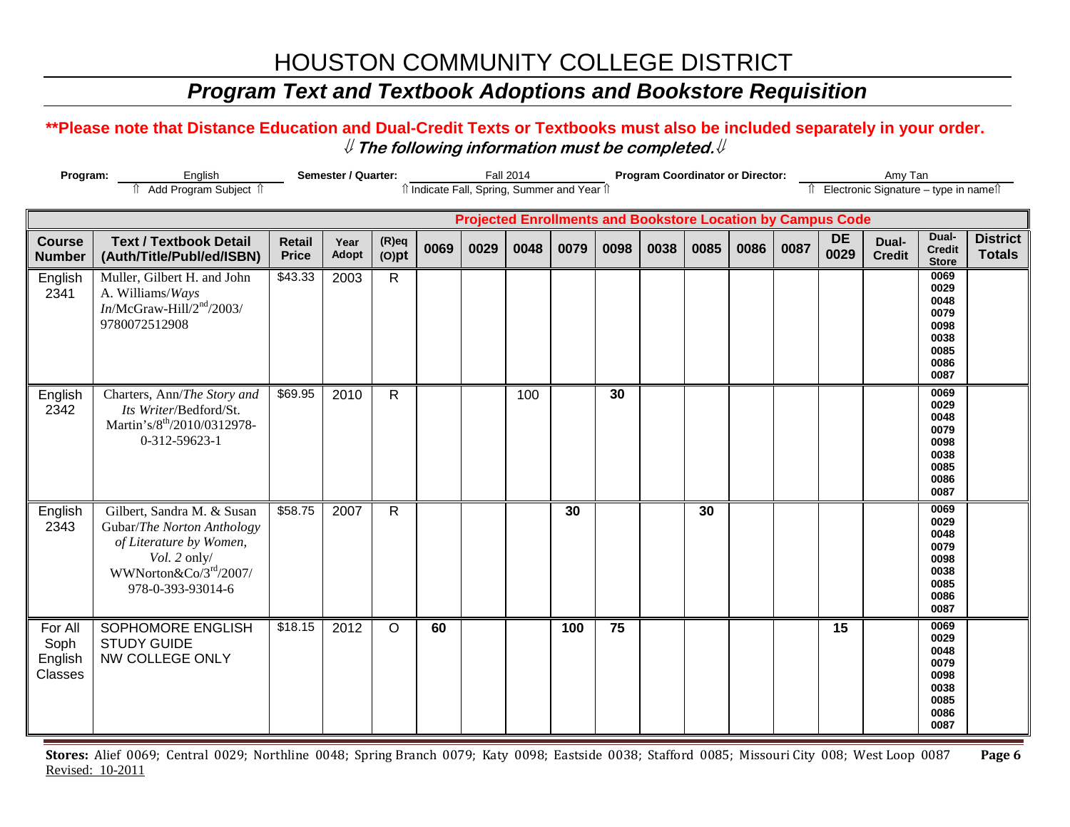# HOUSTON COMMUNITY COLLEGE DISTRICT

## *Program Text and Textbook Adoptions and Bookstore Requisition*

**\*\*Please note that Distance Education and Dual-Credit Texts or Textbooks must also be included separately in your order.**

⇓ ***The following information must be completed.*** ⇓

**Program:** English ⇑ Add Program Subject ⇑ **Semester / Quarter:** Fall 2014 ⇑ Indicate Fall, Spring, Summer and Year ⇑ **Program Coordinator or Director:** Amy Tan ⇑ Electronic Signature – type in name ⇑

| Course Number | Text / Textbook Detail (Auth/Title/Publ/ed/ISBN) | Retail Price | Year Adopt | (R)eq (O)pt | Projected Enrollments and Bookstore Location by Campus Code | | | | | | | | | | | Dual-Credit Store | District Totals |
|---|---|---|---|---|---|---|---|---|---|---|---|---|---|---|---|---|---|
| | | | | | 0069 | 0029 | 0048 | 0079 | 0098 | 0038 | 0085 | 0086 | 0087 | DE 0029 | Dual-Credit | | |
| English 2341 | Muller, Gilbert H. and John A. Williams/*Ways In*/McGraw-Hill/2nd/2003/ 9780072512908 | $43.33 | 2003 | R | | | | | | | | | | | | 0069 0029 0048 0079 0098 0038 0085 0086 0087 | |
| English 2342 | Charters, Ann/*The Story and Its Writer*/Bedford/St. Martin's/8th/2010/0312978-0-312-59623-1 | $69.95 | 2010 | R | | | 100 | | **30** | | | | | | | 0069 0029 0048 0079 0098 0038 0085 0086 0087 | |
| English 2343 | Gilbert, Sandra M. & Susan Gubar/*The Norton Anthology of Literature by Women, Vol. 2* only/ WWNorton&Co/3rd/2007/ 978-0-393-93014-6 | $58.75 | 2007 | R | | | | **30** | | | **30** | | | | | 0069 0029 0048 0079 0098 0038 0085 0086 0087 | |
| For All Soph English Classes | SOPHOMORE ENGLISH STUDY GUIDE NW COLLEGE ONLY | $18.15 | 2012 | O | **60** | | | **100** | **75** | | | | | **15** | | 0069 0029 0048 0079 0098 0038 0085 0086 0087 | |

**Stores:** Alief 0069; Central 0029; Northline 0048; Spring Branch 0079; Katy 0098; Eastside 0038; Stafford 0085; Missouri City 008; West Loop 0087

Revised: 10-2011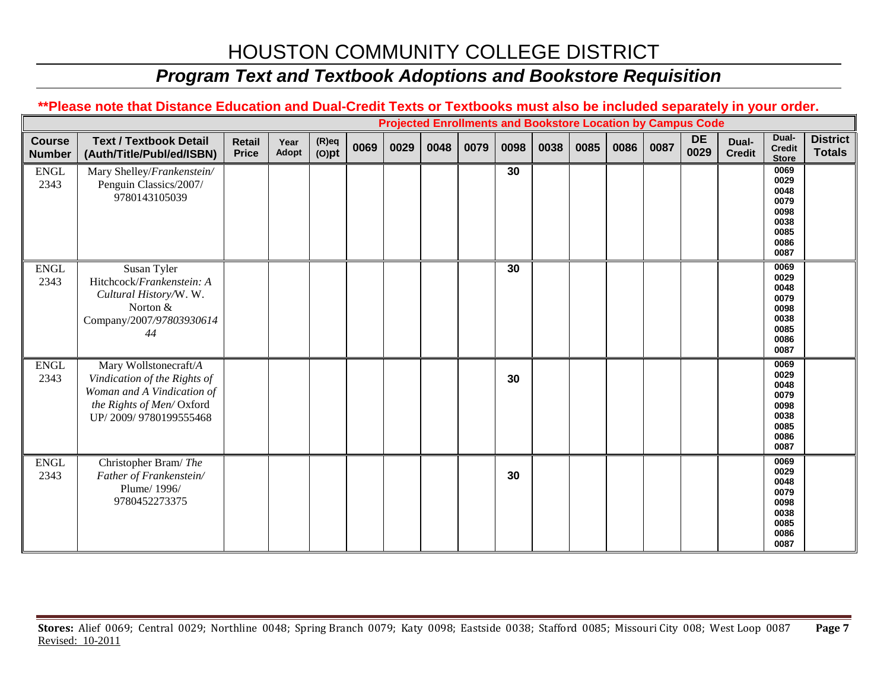# HOUSTON COMMUNITY COLLEGE DISTRICT

## *Program Text and Textbook Adoptions and Bookstore Requisition*

**\*\*Please note that Distance Education and Dual-Credit Texts or Textbooks must also be included separately in your order.**

| | | | | | Projected Enrollments and Bookstore Location by Campus Code | | | | | | | | | | | | |
|---|---|---|---|---|---|---|---|---|---|---|---|---|---|---|---|---|---|
| **Course Number** | **Text / Textbook Detail (Auth/Title/Publ/ed/ISBN)** | **Retail Price** | **Year Adopt** | **(R)eq (O)pt** | **0069** | **0029** | **0048** | **0079** | **0098** | **0038** | **0085** | **0086** | **0087** | **DE 0029** | **Dual-Credit** | **Dual-Credit Store** | **District Totals** |
| ENGL 2343 | Mary Shelley/*Frankenstein/* Penguin Classics/2007/ 9780143105039 | | | | | | | | **30** | | | | | | | 0069 0029 0048 0079 0098 0038 0085 0086 0087 | |
| ENGL 2343 | Susan Tyler Hitchcock/*Frankenstein: A Cultural History/*W. W. Norton & Company/2007/*9780393061444* | | | | | | | | **30** | | | | | | | 0069 0029 0048 0079 0098 0038 0085 0086 0087 | |
| ENGL 2343 | Mary Wollstonecraft/*A Vindication of the Rights of Woman and A Vindication of the Rights of Men/* Oxford UP/ 2009/ 9780199555468 | | | | | | | | **30** | | | | | | | 0069 0029 0048 0079 0098 0038 0085 0086 0087 | |
| ENGL 2343 | Christopher Bram/ *The Father of Frankenstein/* Plume/ 1996/ 9780452273375 | | | | | | | | **30** | | | | | | | 0069 0029 0048 0079 0098 0038 0085 0086 0087 | |

**Stores:** Alief 0069; Central 0029; Northline 0048; Spring Branch 0079; Katy 0098; Eastside 0038; Stafford 0085; Missouri City 008; West Loop 0087

Revised: 10-2011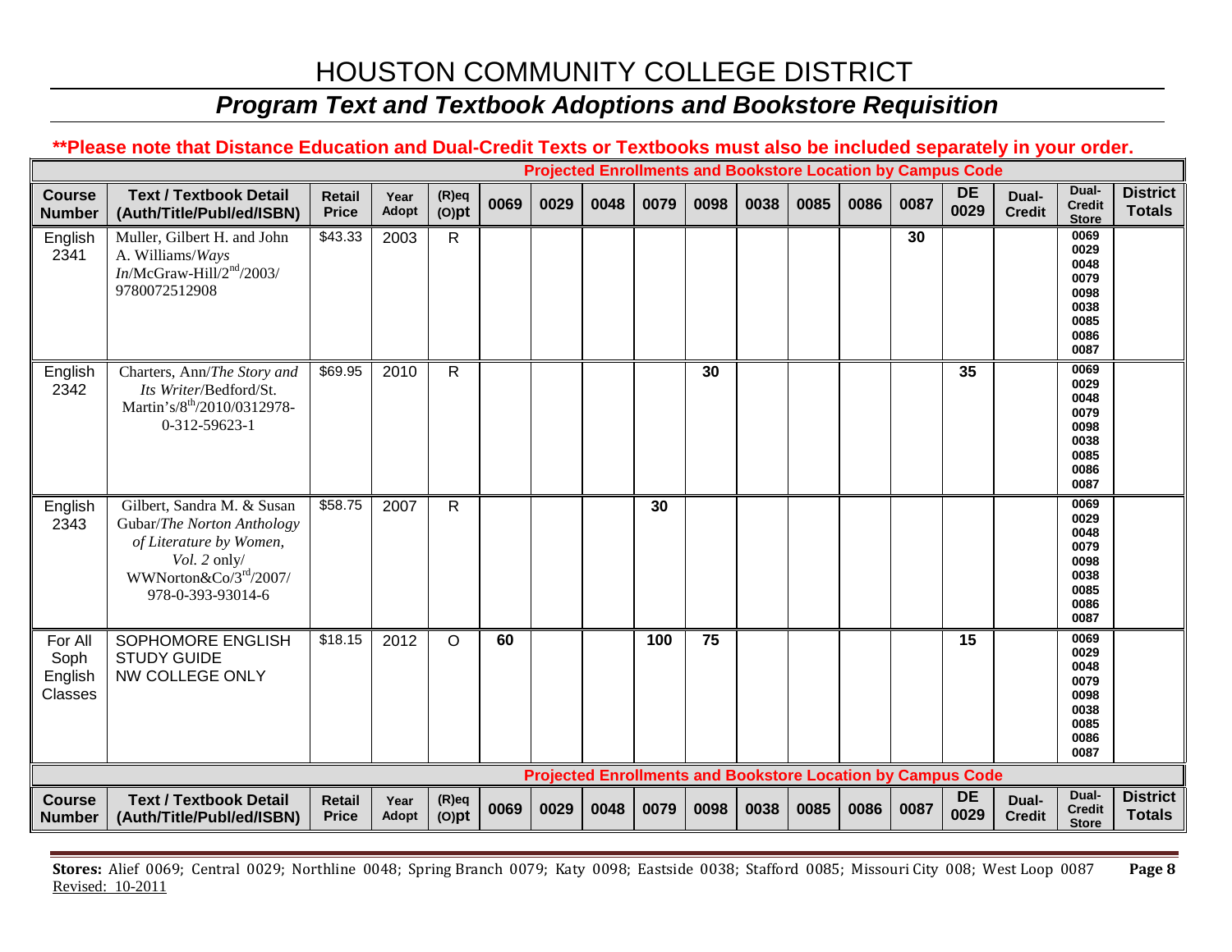# HOUSTON COMMUNITY COLLEGE DISTRICT

## *Program Text and Textbook Adoptions and Bookstore Requisition*

**\*\*Please note that Distance Education and Dual-Credit Texts or Textbooks must also be included separately in your order.**

| | | | | | Projected Enrollments and Bookstore Location by Campus Code | | | | | | | | | | | | |
|---|---|---|---|---|---|---|---|---|---|---|---|---|---|---|---|---|---|
| **Course Number** | **Text / Textbook Detail (Auth/Title/Publ/ed/ISBN)** | **Retail Price** | **Year Adopt** | **(R)eq (O)pt** | **0069** | **0029** | **0048** | **0079** | **0098** | **0038** | **0085** | **0086** | **0087** | **DE 0029** | **Dual-Credit** | **Dual-Credit Store** | **District Totals** |
| English 2341 | Muller, Gilbert H. and John A. Williams/*Ways In*/McGraw-Hill/2nd/2003/ 9780072512908 | $43.33 | 2003 | R | | | | | | | | | 30 | | | 0069 0029 0048 0079 0098 0038 0085 0086 0087 | |
| English 2342 | Charters, Ann/*The Story and Its Writer*/Bedford/St. Martin's/8th/2010/0312978-0-312-59623-1 | $69.95 | 2010 | R | | | | | 30 | | | | | 35 | | 0069 0029 0048 0079 0098 0038 0085 0086 0087 | |
| English 2343 | Gilbert, Sandra M. & Susan Gubar/*The Norton Anthology of Literature by Women, Vol. 2* only/ WWNorton&Co/3rd/2007/ 978-0-393-93014-6 | $58.75 | 2007 | R | | | | 30 | | | | | | | | 0069 0029 0048 0079 0098 0038 0085 0086 0087 | |
| For All Soph English Classes | SOPHOMORE ENGLISH STUDY GUIDE NW COLLEGE ONLY | $18.15 | 2012 | O | 60 | | | 100 | 75 | | | | | 15 | | 0069 0029 0048 0079 0098 0038 0085 0086 0087 | |

**Stores:** Alief 0069; Central 0029; Northline 0048; Spring Branch 0079; Katy 0098; Eastside 0038; Stafford 0085; Missouri City 008; West Loop 0087

Revised: 10-2011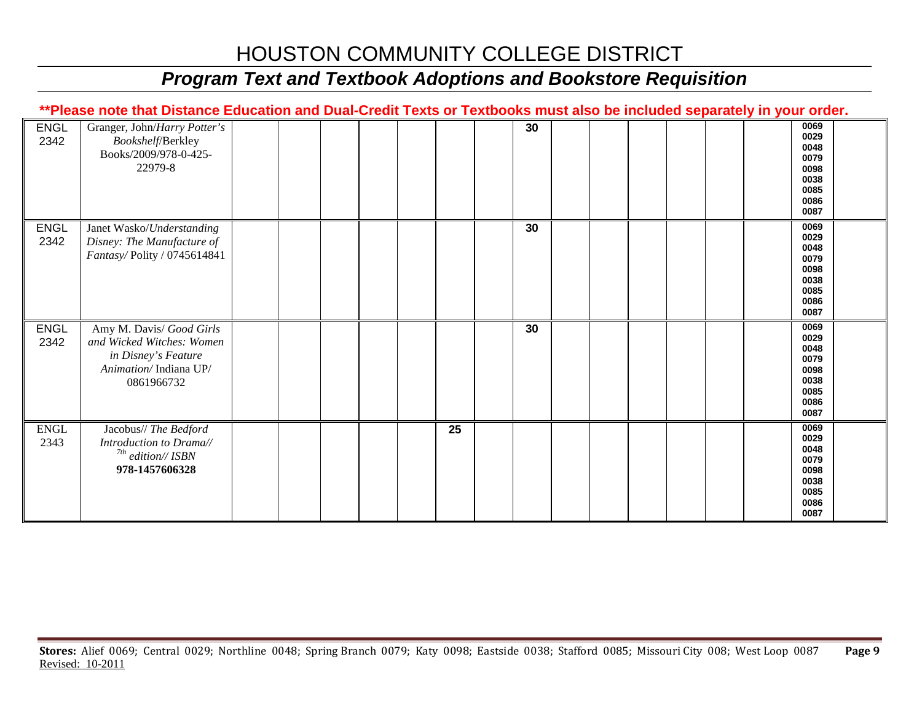# HOUSTON COMMUNITY COLLEGE DISTRICT

## *Program Text and Textbook Adoptions and Bookstore Requisition*

**\*\*Please note that Distance Education and Dual-Credit Texts or Textbooks must also be included separately in your order.**

| | | | | | | | | | | | | | | | | | |
|---|---|---|---|---|---|---|---|---|---|---|---|---|---|---|---|---|---|
| ENGL 2342 | Granger, John/*Harry Potter's Bookshelf*/Berkley Books/2009/978-0-425-22979-8 | | | | | | | | 30 | | | | | | | 0069<br>0029<br>0048<br>0079<br>0098<br>0038<br>0085<br>0086<br>0087 | |
| ENGL 2342 | Janet Wasko/*Understanding Disney: The Manufacture of Fantasy*/ Polity / 0745614841 | | | | | | | | 30 | | | | | | | 0069<br>0029<br>0048<br>0079<br>0098<br>0038<br>0085<br>0086<br>0087 | |
| ENGL 2342 | Amy M. Davis/ *Good Girls and Wicked Witches: Women in Disney's Feature Animation*/ Indiana UP/ 0861966732 | | | | | | | | 30 | | | | | | | 0069<br>0029<br>0048<br>0079<br>0098<br>0038<br>0085<br>0086<br>0087 | |
| ENGL 2343 | Jacobus// *The Bedford Introduction to Drama// 7th edition// ISBN* **978-1457606328** | | | | | | 25 | | | | | | | | | 0069<br>0029<br>0048<br>0079<br>0098<br>0038<br>0085<br>0086<br>0087 | |

**Stores:** Alief 0069; Central 0029; Northline 0048; Spring Branch 0079; Katy 0098; Eastside 0038; Stafford 0085; Missouri City 008; West Loop 0087

Revised: 10-2011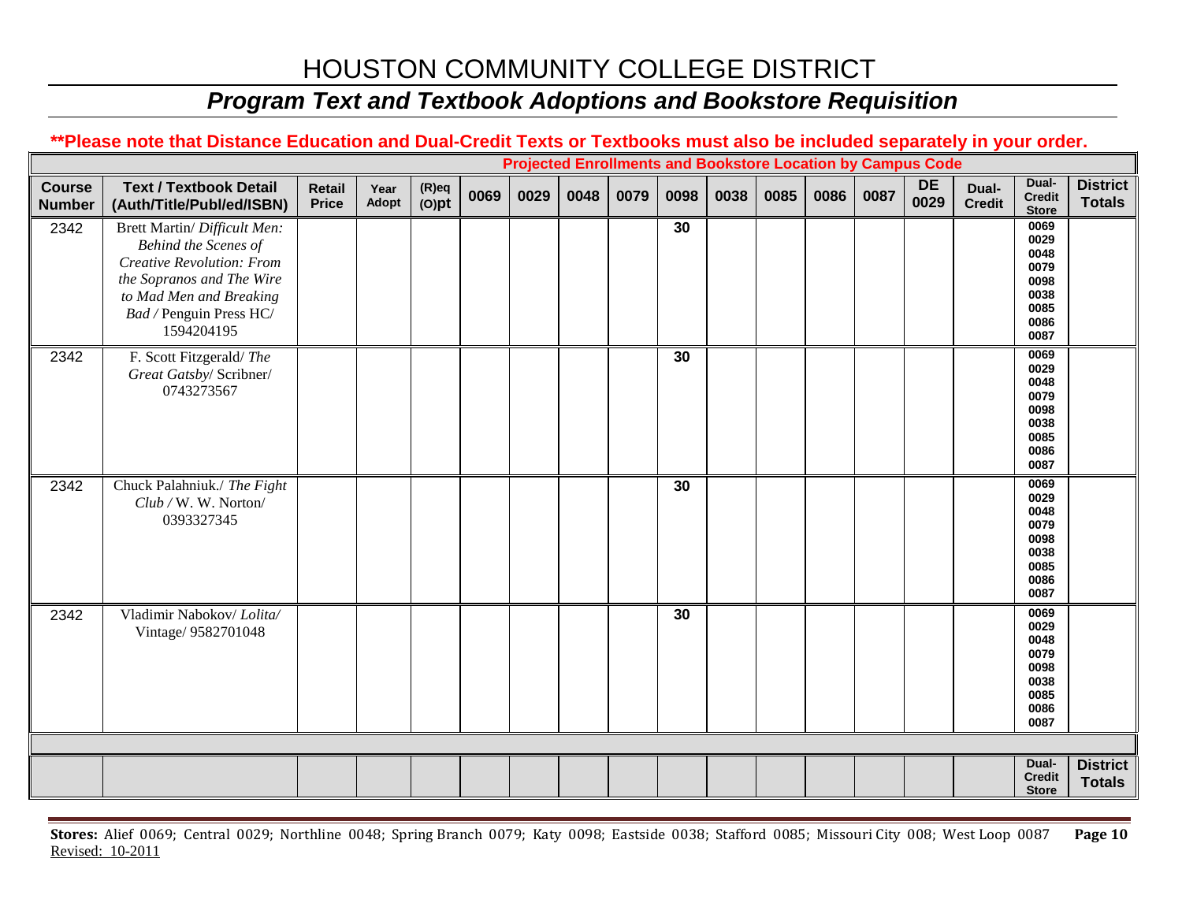# HOUSTON COMMUNITY COLLEGE DISTRICT

## *Program Text and Textbook Adoptions and Bookstore Requisition*

**\*\*Please note that Distance Education and Dual-Credit Texts or Textbooks must also be included separately in your order.**

| | | | | | Projected Enrollments and Bookstore Location by Campus Code | | | | | | | | | | | | |
|---|---|---|---|---|---|---|---|---|---|---|---|---|---|---|---|---|---|
| **Course Number** | **Text / Textbook Detail (Auth/Title/Publ/ed/ISBN)** | **Retail Price** | **Year Adopt** | **(R)eq (O)pt** | **0069** | **0029** | **0048** | **0079** | **0098** | **0038** | **0085** | **0086** | **0087** | **DE 0029** | **Dual-Credit** | **Dual-Credit Store** | **District Totals** |
| 2342 | Brett Martin/ *Difficult Men: Behind the Scenes of Creative Revolution: From the Sopranos and The Wire to Mad Men and Breaking Bad* / Penguin Press HC/ 1594204195 | | | | | | | | 30 | | | | | | | 0069 0029 0048 0079 0098 0038 0085 0086 0087 | |
| 2342 | F. Scott Fitzgerald/ *The Great Gatsby*/ Scribner/ 0743273567 | | | | | | | | 30 | | | | | | | 0069 0029 0048 0079 0098 0038 0085 0086 0087 | |
| 2342 | Chuck Palahniuk./ *The Fight Club* / W. W. Norton/ 0393327345 | | | | | | | | 30 | | | | | | | 0069 0029 0048 0079 0098 0038 0085 0086 0087 | |
| 2342 | Vladimir Nabokov/ *Lolita*/ Vintage/ 9582701048 | | | | | | | | 30 | | | | | | | 0069 0029 0048 0079 0098 0038 0085 0086 0087 | |
| | | | | | | | | | | | | | | | | **Dual-Credit Store** | **District Totals** |

**Stores:** Alief 0069; Central 0029; Northline 0048; Spring Branch 0079; Katy 0098; Eastside 0038; Stafford 0085; Missouri City 008; West Loop 0087

Revised: 10-2011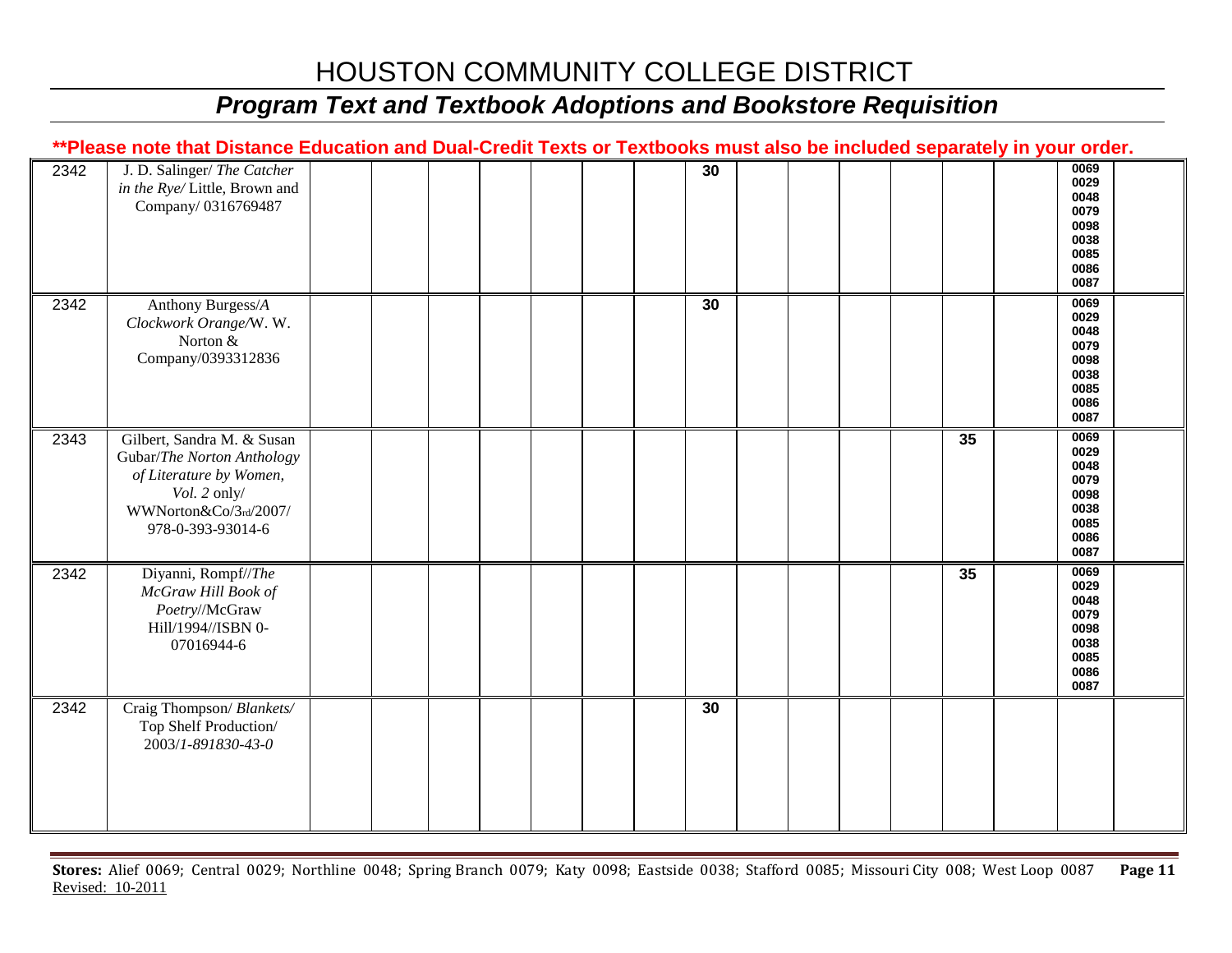# HOUSTON COMMUNITY COLLEGE DISTRICT

## *Program Text and Textbook Adoptions and Bookstore Requisition*

**\*\*Please note that Distance Education and Dual-Credit Texts or Textbooks must also be included separately in your order.**

| | | | | | | | | | | | | | | | | | |
|---|---|---|---|---|---|---|---|---|---|---|---|---|---|---|---|---|---|
| 2342 | J. D. Salinger/ *The Catcher in the Rye/* Little, Brown and Company/ 0316769487 | | | | | | | | 30 | | | | | | | 0069 0029 0048 0079 0098 0038 0085 0086 0087 | |
| 2342 | Anthony Burgess/*A Clockwork Orange/*W. W. Norton & Company/0393312836 | | | | | | | | 30 | | | | | | | 0069 0029 0048 0079 0098 0038 0085 0086 0087 | |
| 2343 | Gilbert, Sandra M. & Susan Gubar/*The Norton Anthology of Literature by Women, Vol. 2* only/ WWNorton&Co/3rd/2007/ 978-0-393-93014-6 | | | | | | | | | | | | | 35 | | 0069 0029 0048 0079 0098 0038 0085 0086 0087 | |
| 2342 | Diyanni, Rompf//*The McGraw Hill Book of Poetry*//McGraw Hill/1994//ISBN 0-07016944-6 | | | | | | | | | | | | | 35 | | 0069 0029 0048 0079 0098 0038 0085 0086 0087 | |
| 2342 | Craig Thompson/ *Blankets/* Top Shelf Production/ 2003/*1-891830-43-0* | | | | | | | | 30 | | | | | | | | |

**Stores:** Alief 0069; Central 0029; Northline 0048; Spring Branch 0079; Katy 0098; Eastside 0038; Stafford 0085; Missouri City 008; West Loop 0087

Revised: 10-2011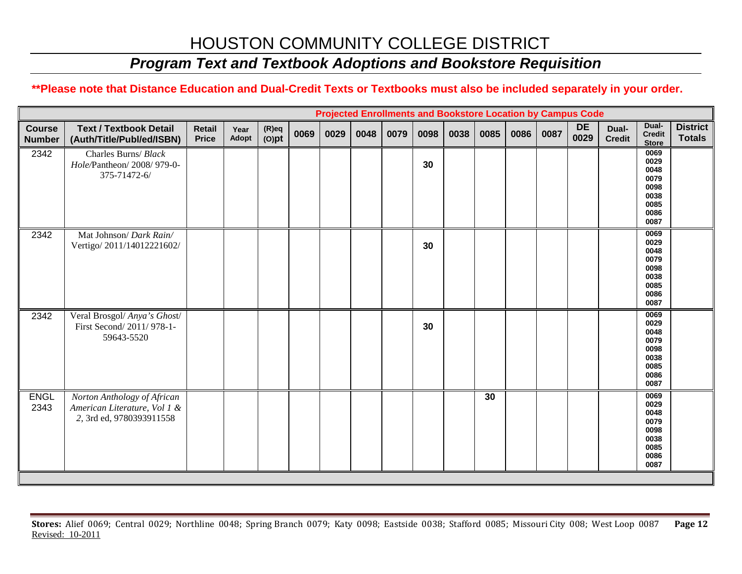# HOUSTON COMMUNITY COLLEGE DISTRICT

## *Program Text and Textbook Adoptions and Bookstore Requisition*

**\*\*Please note that Distance Education and Dual-Credit Texts or Textbooks must also be included separately in your order.**

| | | | | | Projected Enrollments and Bookstore Location by Campus Code | | | | | | | | | | | | |
|---|---|---|---|---|---|---|---|---|---|---|---|---|---|---|---|---|---|
| **Course Number** | **Text / Textbook Detail (Auth/Title/Publ/ed/ISBN)** | **Retail Price** | **Year Adopt** | **(R)eq (O)pt** | **0069** | **0029** | **0048** | **0079** | **0098** | **0038** | **0085** | **0086** | **0087** | **DE 0029** | **Dual-Credit** | **Dual-Credit Store** | **District Totals** |
| 2342 | Charles Burns/ *Black Hole*/Pantheon/ 2008/ 979-0-375-71472-6/ | | | | | | | | 30 | | | | | | | 0069 0029 0048 0079 0098 0038 0085 0086 0087 | |
| 2342 | Mat Johnson/ *Dark Rain/* Vertigo/ 2011/14012221602/ | | | | | | | | 30 | | | | | | | 0069 0029 0048 0079 0098 0038 0085 0086 0087 | |
| 2342 | Veral Brosgol/ *Anya's Ghost*/ First Second/ 2011/ 978-1-59643-5520 | | | | | | | | 30 | | | | | | | 0069 0029 0048 0079 0098 0038 0085 0086 0087 | |
| ENGL 2343 | *Norton Anthology of African American Literature, Vol 1 & 2*, 3rd ed, 9780393911558 | | | | | | | | | | 30 | | | | | 0069 0029 0048 0079 0098 0038 0085 0086 0087 | |

**Stores:** Alief 0069; Central 0029; Northline 0048; Spring Branch 0079; Katy 0098; Eastside 0038; Stafford 0085; Missouri City 008; West Loop 0087

Revised: 10-2011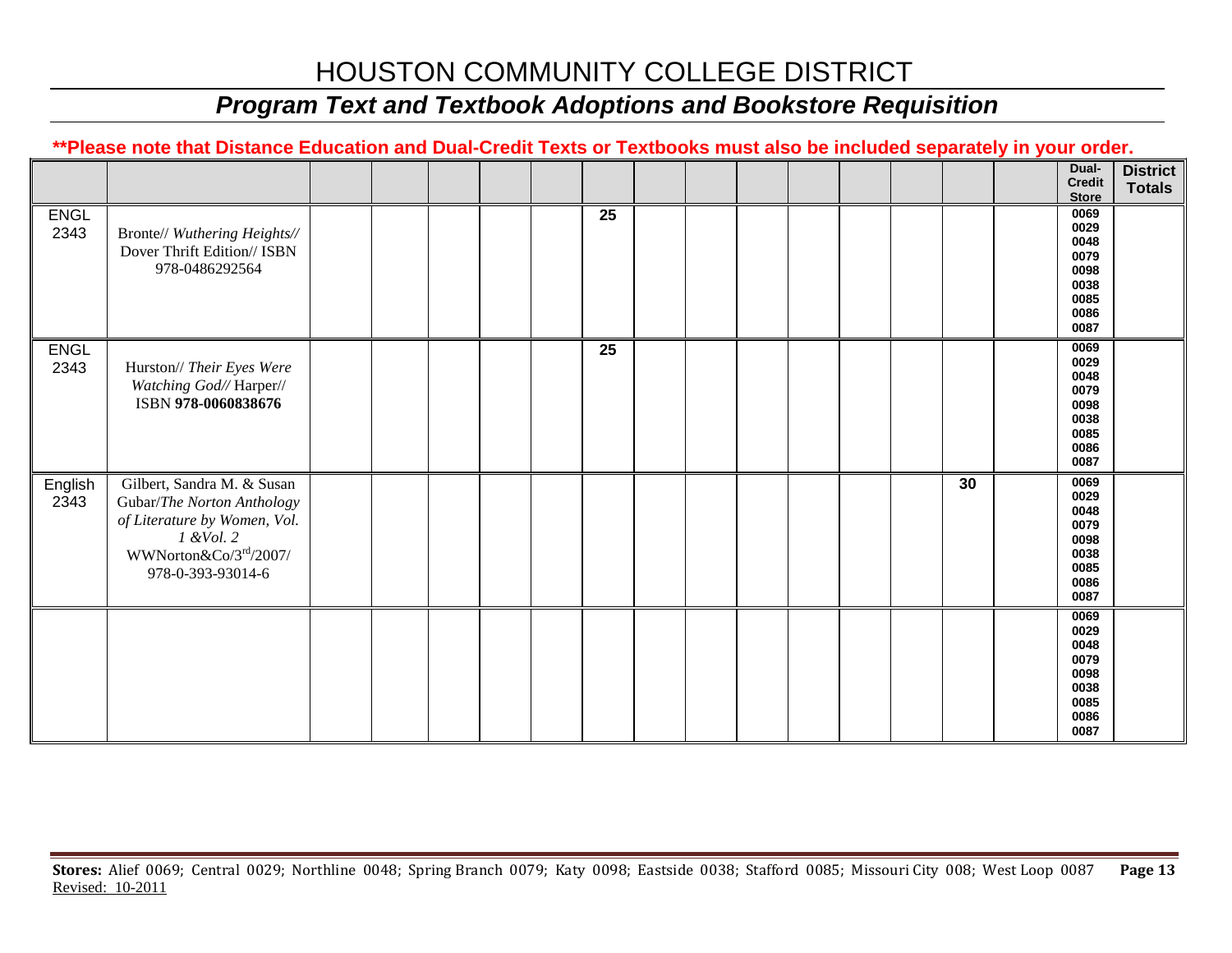# HOUSTON COMMUNITY COLLEGE DISTRICT

## *Program Text and Textbook Adoptions and Bookstore Requisition*

**\*\*Please note that Distance Education and Dual-Credit Texts or Textbooks must also be included separately in your order.**

| | | | | | | | | | | | | | | | | Dual-Credit Store | District Totals |
|---|---|---|---|---|---|---|---|---|---|---|---|---|---|---|---|---|---|
| ENGL 2343 | Bronte// *Wuthering Heights//* Dover Thrift Edition// ISBN 978-0486292564 | | | | | | 25 | | | | | | | | | 0069 0029 0048 0079 0098 0038 0085 0086 0087 | |
| ENGL 2343 | Hurston// *Their Eyes Were Watching God//* Harper// ISBN **978-0060838676** | | | | | | 25 | | | | | | | | | 0069 0029 0048 0079 0098 0038 0085 0086 0087 | |
| English 2343 | Gilbert, Sandra M. & Susan Gubar/*The Norton Anthology of Literature by Women, Vol. 1 &Vol. 2* WWNorton&Co/3rd/2007/ 978-0-393-93014-6 | | | | | | | | | | | | | 30 | | 0069 0029 0048 0079 0098 0038 0085 0086 0087 | |
| | | | | | | | | | | | | | | | | 0069 0029 0048 0079 0098 0038 0085 0086 0087 | |

**Stores:** Alief 0069; Central 0029; Northline 0048; Spring Branch 0079; Katy 0098; Eastside 0038; Stafford 0085; Missouri City 008; West Loop 0087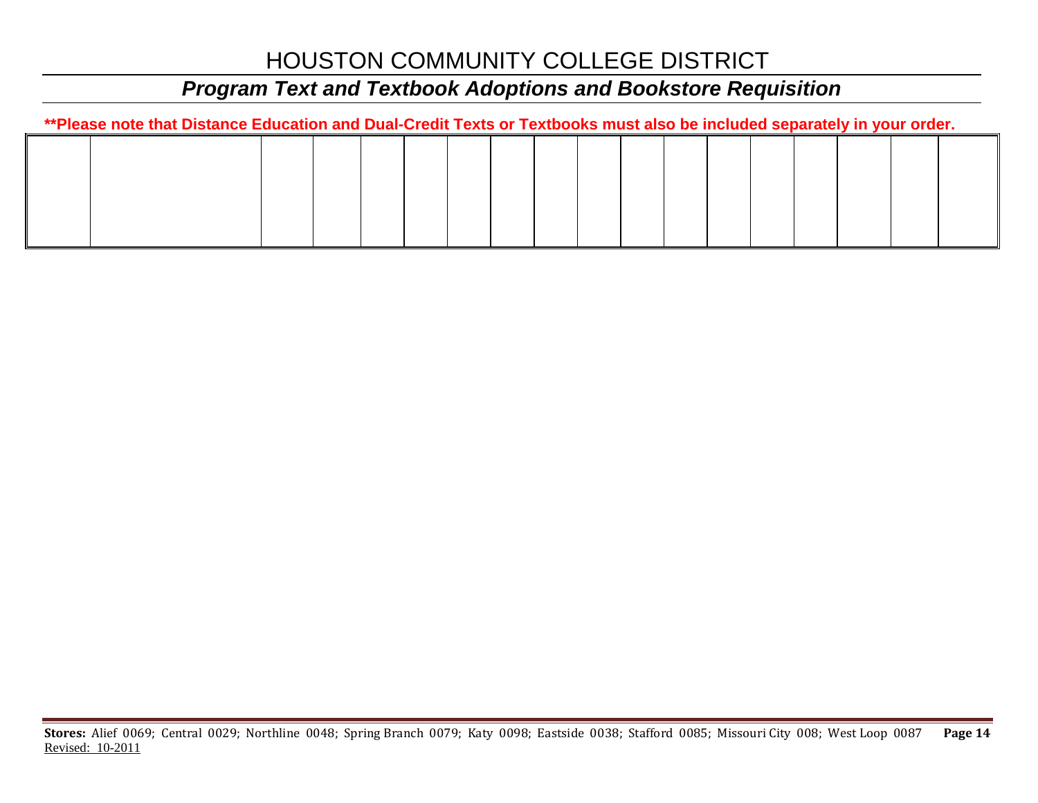# HOUSTON COMMUNITY COLLEGE DISTRICT

## *Program Text and Textbook Adoptions and Bookstore Requisition*

**\*\*Please note that Distance Education and Dual-Credit Texts or Textbooks must also be included separately in your order.**

| | | | | | | | | | | | | | | | | | |
|---|---|---|---|---|---|---|---|---|---|---|---|---|---|---|---|---|---|
| | | | | | | | | | | | | | | | | | |